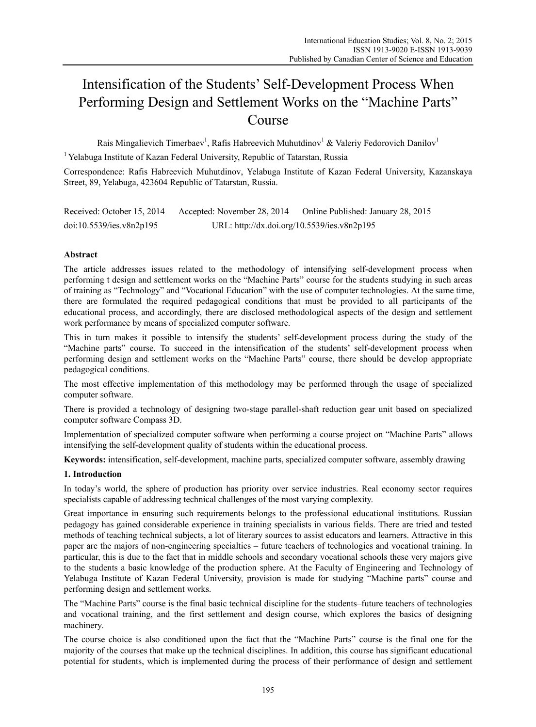# Intensification of the Students' Self-Development Process When Performing Design and Settlement Works on the "Machine Parts" Course

Rais Mingalievich Timerbaev[1], Rafis Habreevich Muhutdinov[1] & Valeriy Fedorovich Danilov[1]

[1] Yelabuga Institute of Kazan Federal University, Republic of Tatarstan, Russia

Correspondence: Rafis Habreevich Muhutdinov, Yelabuga Institute of Kazan Federal University, Kazanskaya Street, 89, Yelabuga, 423604 Republic of Tatarstan, Russia.

Received: October 15, 2014 Accepted: November 28, 2014 Online Published: January 28, 2015

doi:10.5539/ies.v8n2p195 URL: http://dx.doi.org/10.5539/ies.v8n2p195

## Abstract

The article addresses issues related to the methodology of intensifying self-development process when performing t design and settlement works on the "Machine Parts" course for the students studying in such areas of training as "Technology" and "Vocational Education" with the use of computer technologies. At the same time, there are formulated the required pedagogical conditions that must be provided to all participants of the educational process, and accordingly, there are disclosed methodological aspects of the design and settlement work performance by means of specialized computer software.

This in turn makes it possible to intensify the students' self-development process during the study of the "Machine parts" course. To succeed in the intensification of the students' self-development process when performing design and settlement works on the "Machine Parts" course, there should be develop appropriate pedagogical conditions.

The most effective implementation of this methodology may be performed through the usage of specialized computer software.

There is provided a technology of designing two-stage parallel-shaft reduction gear unit based on specialized computer software Compass 3D.

Implementation of specialized computer software when performing a course project on "Machine Parts" allows intensifying the self-development quality of students within the educational process.

**Keywords:** intensification, self-development, machine parts, specialized computer software, assembly drawing

## 1. Introduction

In today's world, the sphere of production has priority over service industries. Real economy sector requires specialists capable of addressing technical challenges of the most varying complexity.

Great importance in ensuring such requirements belongs to the professional educational institutions. Russian pedagogy has gained considerable experience in training specialists in various fields. There are tried and tested methods of teaching technical subjects, a lot of literary sources to assist educators and learners. Attractive in this paper are the majors of non-engineering specialties – future teachers of technologies and vocational training. In particular, this is due to the fact that in middle schools and secondary vocational schools these very majors give to the students a basic knowledge of the production sphere. At the Faculty of Engineering and Technology of Yelabuga Institute of Kazan Federal University, provision is made for studying "Machine parts" course and performing design and settlement works.

The "Machine Parts" course is the final basic technical discipline for the students–future teachers of technologies and vocational training, and the first settlement and design course, which explores the basics of designing machinery.

The course choice is also conditioned upon the fact that the "Machine Parts" course is the final one for the majority of the courses that make up the technical disciplines. In addition, this course has significant educational potential for students, which is implemented during the process of their performance of design and settlement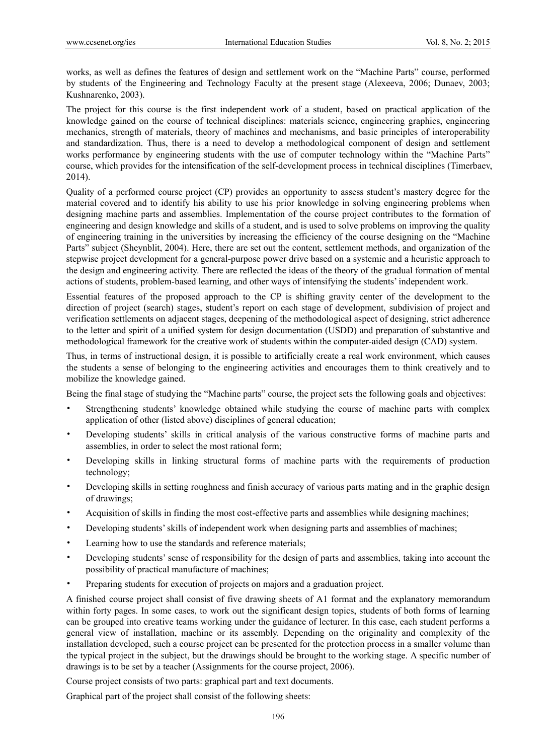works, as well as defines the features of design and settlement work on the "Machine Parts" course, performed by students of the Engineering and Technology Faculty at the present stage (Alexeeva, 2006; Dunaev, 2003; Kushnarenko, 2003).

The project for this course is the first independent work of a student, based on practical application of the knowledge gained on the course of technical disciplines: materials science, engineering graphics, engineering mechanics, strength of materials, theory of machines and mechanisms, and basic principles of interoperability and standardization. Thus, there is a need to develop a methodological component of design and settlement works performance by engineering students with the use of computer technology within the "Machine Parts" course, which provides for the intensification of the self-development process in technical disciplines (Timerbaev, 2014).

Quality of a performed course project (CP) provides an opportunity to assess student's mastery degree for the material covered and to identify his ability to use his prior knowledge in solving engineering problems when designing machine parts and assemblies. Implementation of the course project contributes to the formation of engineering and design knowledge and skills of a student, and is used to solve problems on improving the quality of engineering training in the universities by increasing the efficiency of the course designing on the "Machine Parts" subject (Sheynblit, 2004). Here, there are set out the content, settlement methods, and organization of the stepwise project development for a general-purpose power drive based on a systemic and a heuristic approach to the design and engineering activity. There are reflected the ideas of the theory of the gradual formation of mental actions of students, problem-based learning, and other ways of intensifying the students' independent work.

Essential features of the proposed approach to the CP is shifting gravity center of the development to the direction of project (search) stages, student's report on each stage of development, subdivision of project and verification settlements on adjacent stages, deepening of the methodological aspect of designing, strict adherence to the letter and spirit of a unified system for design documentation (USDD) and preparation of substantive and methodological framework for the creative work of students within the computer-aided design (CAD) system.

Thus, in terms of instructional design, it is possible to artificially create a real work environment, which causes the students a sense of belonging to the engineering activities and encourages them to think creatively and to mobilize the knowledge gained.

Being the final stage of studying the "Machine parts" course, the project sets the following goals and objectives:

- Strengthening students' knowledge obtained while studying the course of machine parts with complex application of other (listed above) disciplines of general education;
- Developing students' skills in critical analysis of the various constructive forms of machine parts and assemblies, in order to select the most rational form;
- Developing skills in linking structural forms of machine parts with the requirements of production technology;
- Developing skills in setting roughness and finish accuracy of various parts mating and in the graphic design of drawings;
- Acquisition of skills in finding the most cost-effective parts and assemblies while designing machines;
- Developing students' skills of independent work when designing parts and assemblies of machines;
- Learning how to use the standards and reference materials;
- Developing students' sense of responsibility for the design of parts and assemblies, taking into account the possibility of practical manufacture of machines;
- Preparing students for execution of projects on majors and a graduation project.

A finished course project shall consist of five drawing sheets of A1 format and the explanatory memorandum within forty pages. In some cases, to work out the significant design topics, students of both forms of learning can be grouped into creative teams working under the guidance of lecturer. In this case, each student performs a general view of installation, machine or its assembly. Depending on the originality and complexity of the installation developed, such a course project can be presented for the protection process in a smaller volume than the typical project in the subject, but the drawings should be brought to the working stage. A specific number of drawings is to be set by a teacher (Assignments for the course project, 2006).

Course project consists of two parts: graphical part and text documents.

Graphical part of the project shall consist of the following sheets: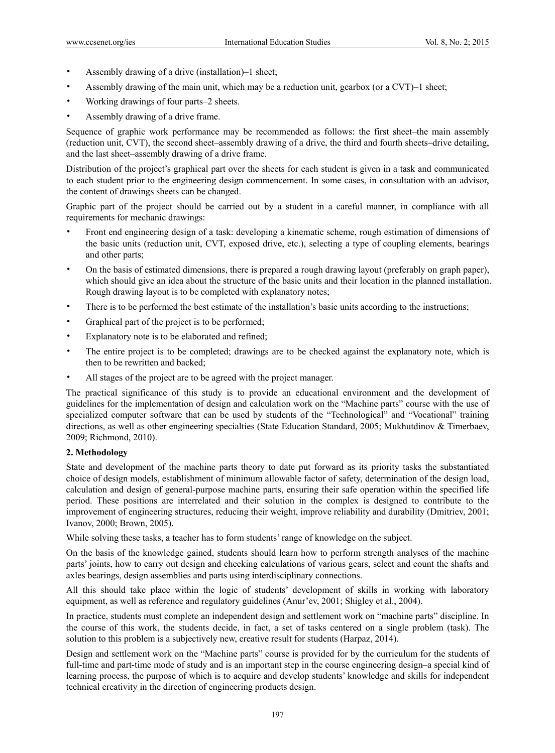- Assembly drawing of a drive (installation)–1 sheet;
- Assembly drawing of the main unit, which may be a reduction unit, gearbox (or a CVT)–1 sheet;
- Working drawings of four parts–2 sheets.
- Assembly drawing of a drive frame.

Sequence of graphic work performance may be recommended as follows: the first sheet–the main assembly (reduction unit, CVT), the second sheet–assembly drawing of a drive, the third and fourth sheets–drive detailing, and the last sheet–assembly drawing of a drive frame.

Distribution of the project's graphical part over the sheets for each student is given in a task and communicated to each student prior to the engineering design commencement. In some cases, in consultation with an advisor, the content of drawings sheets can be changed.

Graphic part of the project should be carried out by a student in a careful manner, in compliance with all requirements for mechanic drawings:

- Front end engineering design of a task: developing a kinematic scheme, rough estimation of dimensions of the basic units (reduction unit, CVT, exposed drive, etc.), selecting a type of coupling elements, bearings and other parts;
- On the basis of estimated dimensions, there is prepared a rough drawing layout (preferably on graph paper), which should give an idea about the structure of the basic units and their location in the planned installation. Rough drawing layout is to be completed with explanatory notes;
- There is to be performed the best estimate of the installation's basic units according to the instructions;
- Graphical part of the project is to be performed;
- Explanatory note is to be elaborated and refined;
- The entire project is to be completed; drawings are to be checked against the explanatory note, which is then to be rewritten and backed;
- All stages of the project are to be agreed with the project manager.

The practical significance of this study is to provide an educational environment and the development of guidelines for the implementation of design and calculation work on the "Machine parts" course with the use of specialized computer software that can be used by students of the "Technological" and "Vocational" training directions, as well as other engineering specialties (State Education Standard, 2005; Mukhutdinov & Timerbaev, 2009; Richmond, 2010).

## 2. Methodology

State and development of the machine parts theory to date put forward as its priority tasks the substantiated choice of design models, establishment of minimum allowable factor of safety, determination of the design load, calculation and design of general-purpose machine parts, ensuring their safe operation within the specified life period. These positions are interrelated and their solution in the complex is designed to contribute to the improvement of engineering structures, reducing their weight, improve reliability and durability (Dmitriev, 2001; Ivanov, 2000; Brown, 2005).

While solving these tasks, a teacher has to form students' range of knowledge on the subject.

On the basis of the knowledge gained, students should learn how to perform strength analyses of the machine parts' joints, how to carry out design and checking calculations of various gears, select and count the shafts and axles bearings, design assemblies and parts using interdisciplinary connections.

All this should take place within the logic of students' development of skills in working with laboratory equipment, as well as reference and regulatory guidelines (Anur'ev, 2001; Shigley et al., 2004).

In practice, students must complete an independent design and settlement work on "machine parts" discipline. In the course of this work, the students decide, in fact, a set of tasks centered on a single problem (task). The solution to this problem is a subjectively new, creative result for students (Harpaz, 2014).

Design and settlement work on the "Machine parts" course is provided for by the curriculum for the students of full-time and part-time mode of study and is an important step in the course engineering design–a special kind of learning process, the purpose of which is to acquire and develop students' knowledge and skills for independent technical creativity in the direction of engineering products design.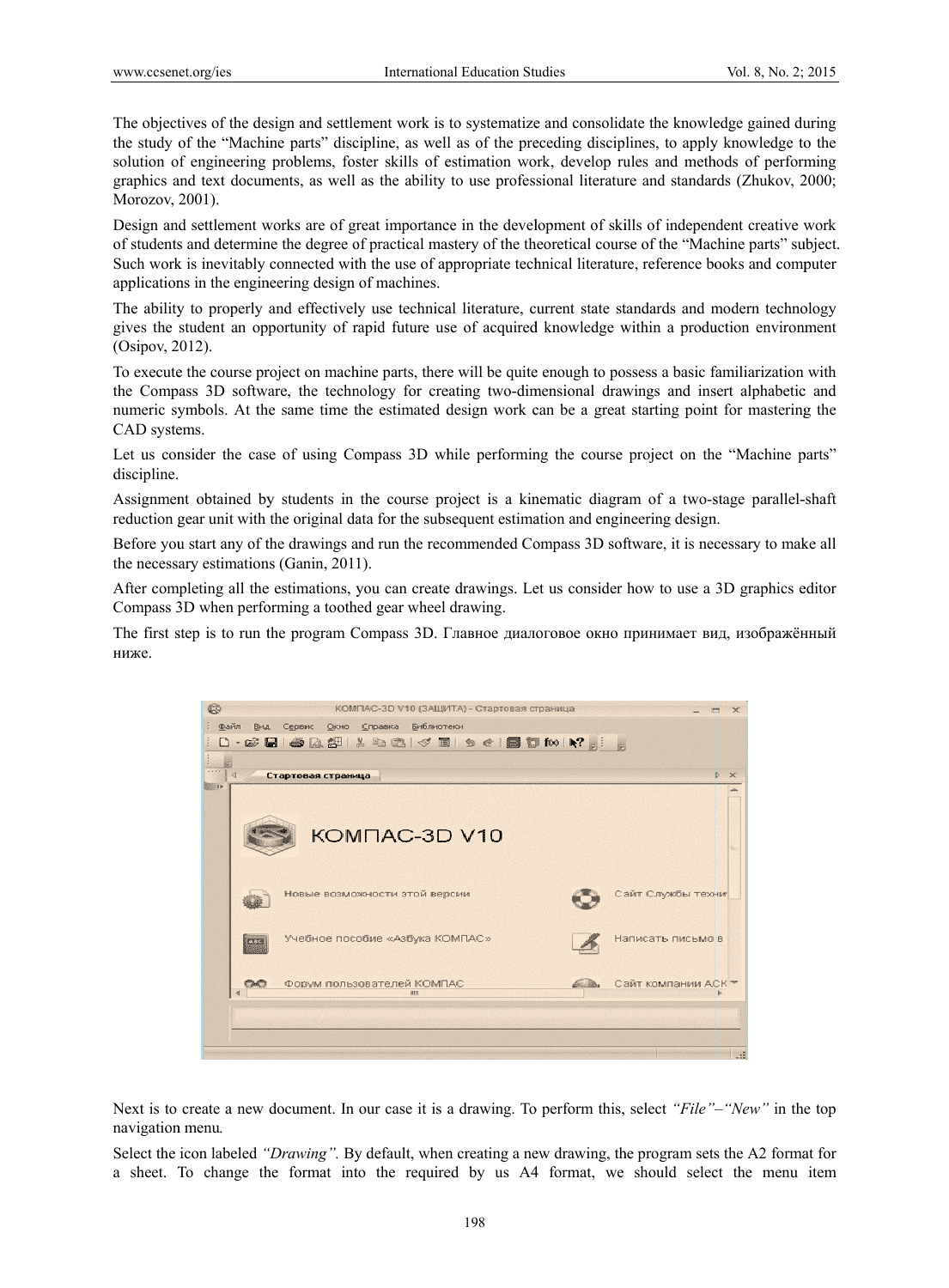The objectives of the design and settlement work is to systematize and consolidate the knowledge gained during the study of the "Machine parts" discipline, as well as of the preceding disciplines, to apply knowledge to the solution of engineering problems, foster skills of estimation work, develop rules and methods of performing graphics and text documents, as well as the ability to use professional literature and standards (Zhukov, 2000; Morozov, 2001).

Design and settlement works are of great importance in the development of skills of independent creative work of students and determine the degree of practical mastery of the theoretical course of the "Machine parts" subject. Such work is inevitably connected with the use of appropriate technical literature, reference books and computer applications in the engineering design of machines.

The ability to properly and effectively use technical literature, current state standards and modern technology gives the student an opportunity of rapid future use of acquired knowledge within a production environment (Osipov, 2012).

To execute the course project on machine parts, there will be quite enough to possess a basic familiarization with the Compass 3D software, the technology for creating two-dimensional drawings and insert alphabetic and numeric symbols. At the same time the estimated design work can be a great starting point for mastering the CAD systems.

Let us consider the case of using Compass 3D while performing the course project on the "Machine parts" discipline.

Assignment obtained by students in the course project is a kinematic diagram of a two-stage parallel-shaft reduction gear unit with the original data for the subsequent estimation and engineering design.

Before you start any of the drawings and run the recommended Compass 3D software, it is necessary to make all the necessary estimations (Ganin, 2011).

After completing all the estimations, you can create drawings. Let us consider how to use a 3D graphics editor Compass 3D when performing a toothed gear wheel drawing.

The first step is to run the program Compass 3D. Главное диалоговое окно принимает вид, изображённый ниже.

Next is to create a new document. In our case it is a drawing. To perform this, select *"File"–"New"* in the top navigation menu*.*

Select the icon labeled *"Drawing"*. By default, when creating a new drawing, the program sets the A2 format for a sheet. To change the format into the required by us A4 format, we should select the menu item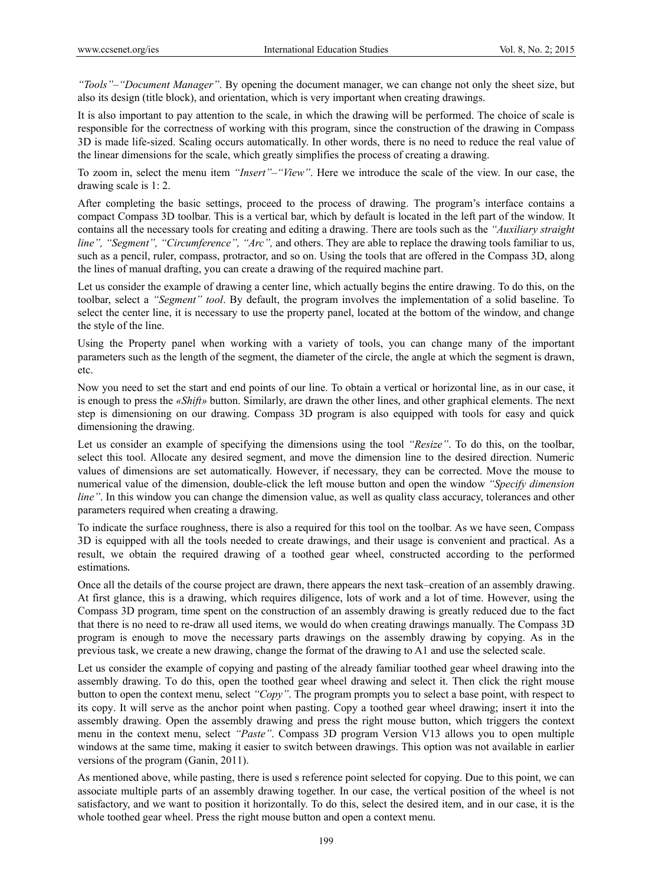*"Tools"–"Document Manager"*. By opening the document manager, we can change not only the sheet size, but also its design (title block), and orientation, which is very important when creating drawings.

It is also important to pay attention to the scale, in which the drawing will be performed. The choice of scale is responsible for the correctness of working with this program, since the construction of the drawing in Compass 3D is made life-sized. Scaling occurs automatically. In other words, there is no need to reduce the real value of the linear dimensions for the scale, which greatly simplifies the process of creating a drawing.

To zoom in, select the menu item *"Insert"–"View"*. Here we introduce the scale of the view. In our case, the drawing scale is 1: 2.

After completing the basic settings, proceed to the process of drawing. The program's interface contains a compact Compass 3D toolbar. This is a vertical bar, which by default is located in the left part of the window. It contains all the necessary tools for creating and editing a drawing. There are tools such as the *"Auxiliary straight line", "Segment", "Circumference", "Arc",* and others. They are able to replace the drawing tools familiar to us, such as a pencil, ruler, compass, protractor, and so on. Using the tools that are offered in the Compass 3D, along the lines of manual drafting, you can create a drawing of the required machine part.

Let us consider the example of drawing a center line, which actually begins the entire drawing. To do this, on the toolbar, select a *"Segment" tool*. By default, the program involves the implementation of a solid baseline. To select the center line, it is necessary to use the property panel, located at the bottom of the window, and change the style of the line.

Using the Property panel when working with a variety of tools, you can change many of the important parameters such as the length of the segment, the diameter of the circle, the angle at which the segment is drawn, etc.

Now you need to set the start and end points of our line. To obtain a vertical or horizontal line, as in our case, it is enough to press the *«Shift»* button. Similarly, are drawn the other lines, and other graphical elements. The next step is dimensioning on our drawing. Compass 3D program is also equipped with tools for easy and quick dimensioning the drawing.

Let us consider an example of specifying the dimensions using the tool *"Resize"*. To do this, on the toolbar, select this tool. Allocate any desired segment, and move the dimension line to the desired direction. Numeric values of dimensions are set automatically. However, if necessary, they can be corrected. Move the mouse to numerical value of the dimension, double-click the left mouse button and open the window *"Specify dimension line"*. In this window you can change the dimension value, as well as quality class accuracy, tolerances and other parameters required when creating a drawing.

To indicate the surface roughness, there is also a required for this tool on the toolbar. As we have seen, Compass 3D is equipped with all the tools needed to create drawings, and their usage is convenient and practical. As a result, we obtain the required drawing of a toothed gear wheel, constructed according to the performed estimations.

Once all the details of the course project are drawn, there appears the next task–creation of an assembly drawing. At first glance, this is a drawing, which requires diligence, lots of work and a lot of time. However, using the Compass 3D program, time spent on the construction of an assembly drawing is greatly reduced due to the fact that there is no need to re-draw all used items, we would do when creating drawings manually. The Compass 3D program is enough to move the necessary parts drawings on the assembly drawing by copying. As in the previous task, we create a new drawing, change the format of the drawing to A1 and use the selected scale.

Let us consider the example of copying and pasting of the already familiar toothed gear wheel drawing into the assembly drawing. To do this, open the toothed gear wheel drawing and select it. Then click the right mouse button to open the context menu, select *"Copy"*. The program prompts you to select a base point, with respect to its copy. It will serve as the anchor point when pasting. Copy a toothed gear wheel drawing; insert it into the assembly drawing. Open the assembly drawing and press the right mouse button, which triggers the context menu in the context menu, select *"Paste"*. Compass 3D program Version V13 allows you to open multiple windows at the same time, making it easier to switch between drawings. This option was not available in earlier versions of the program (Ganin, 2011).

As mentioned above, while pasting, there is used s reference point selected for copying. Due to this point, we can associate multiple parts of an assembly drawing together. In our case, the vertical position of the wheel is not satisfactory, and we want to position it horizontally. To do this, select the desired item, and in our case, it is the whole toothed gear wheel. Press the right mouse button and open a context menu.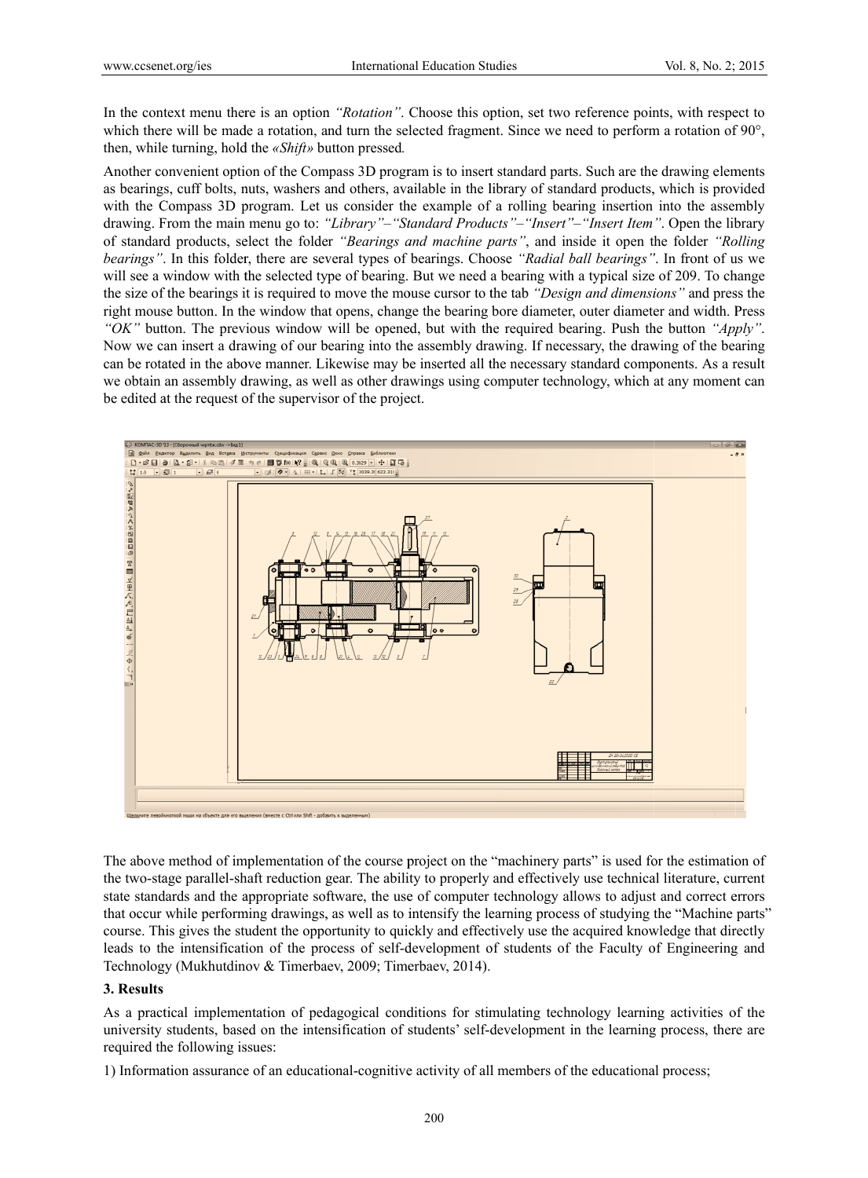In the context menu there is an option *"Rotation"*. Choose this option, set two reference points, with respect to which there will be made a rotation, and turn the selected fragment. Since we need to perform a rotation of 90°, then, while turning, hold the *«Shift»* button pressed.

Another convenient option of the Compass 3D program is to insert standard parts. Such are the drawing elements as bearings, cuff bolts, nuts, washers and others, available in the library of standard products, which is provided with the Compass 3D program. Let us consider the example of a rolling bearing insertion into the assembly drawing. From the main menu go to: *"Library"–"Standard Products"–"Insert"–"Insert Item"*. Open the library of standard products, select the folder *"Bearings and machine parts"*, and inside it open the folder *"Rolling bearings"*. In this folder, there are several types of bearings. Choose *"Radial ball bearings"*. In front of us we will see a window with the selected type of bearing. But we need a bearing with a typical size of 209. To change the size of the bearings it is required to move the mouse cursor to the tab *"Design and dimensions"* and press the right mouse button. In the window that opens, change the bearing bore diameter, outer diameter and width. Press *"OK"* button. The previous window will be opened, but with the required bearing. Push the button *"Apply"*. Now we can insert a drawing of our bearing into the assembly drawing. If necessary, the drawing of the bearing can be rotated in the above manner. Likewise may be inserted all the necessary standard components. As a result we obtain an assembly drawing, as well as other drawings using computer technology, which at any moment can be edited at the request of the supervisor of the project.

The above method of implementation of the course project on the "machinery parts" is used for the estimation of the two-stage parallel-shaft reduction gear. The ability to properly and effectively use technical literature, current state standards and the appropriate software, the use of computer technology allows to adjust and correct errors that occur while performing drawings, as well as to intensify the learning process of studying the "Machine parts" course. This gives the student the opportunity to quickly and effectively use the acquired knowledge that directly leads to the intensification of the process of self-development of students of the Faculty of Engineering and Technology (Mukhutdinov & Timerbaev, 2009; Timerbaev, 2014).

## 3. Results

As a practical implementation of pedagogical conditions for stimulating technology learning activities of the university students, based on the intensification of students' self-development in the learning process, there are required the following issues:

1) Information assurance of an educational-cognitive activity of all members of the educational process;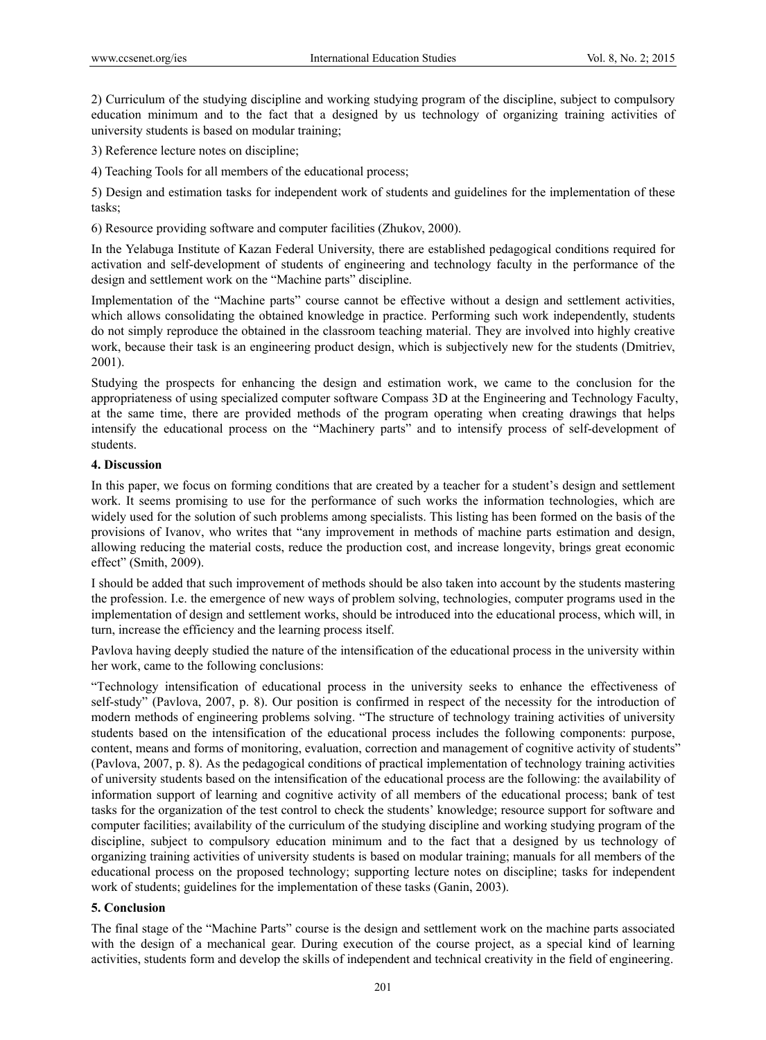2) Curriculum of the studying discipline and working studying program of the discipline, subject to compulsory education minimum and to the fact that a designed by us technology of organizing training activities of university students is based on modular training;

3) Reference lecture notes on discipline;

4) Teaching Tools for all members of the educational process;

5) Design and estimation tasks for independent work of students and guidelines for the implementation of these tasks;

6) Resource providing software and computer facilities (Zhukov, 2000).

In the Yelabuga Institute of Kazan Federal University, there are established pedagogical conditions required for activation and self-development of students of engineering and technology faculty in the performance of the design and settlement work on the "Machine parts" discipline.

Implementation of the "Machine parts" course cannot be effective without a design and settlement activities, which allows consolidating the obtained knowledge in practice. Performing such work independently, students do not simply reproduce the obtained in the classroom teaching material. They are involved into highly creative work, because their task is an engineering product design, which is subjectively new for the students (Dmitriev, 2001).

Studying the prospects for enhancing the design and estimation work, we came to the conclusion for the appropriateness of using specialized computer software Compass 3D at the Engineering and Technology Faculty, at the same time, there are provided methods of the program operating when creating drawings that helps intensify the educational process on the "Machinery parts" and to intensify process of self-development of students.

## 4. Discussion

In this paper, we focus on forming conditions that are created by a teacher for a student's design and settlement work. It seems promising to use for the performance of such works the information technologies, which are widely used for the solution of such problems among specialists. This listing has been formed on the basis of the provisions of Ivanov, who writes that "any improvement in methods of machine parts estimation and design, allowing reducing the material costs, reduce the production cost, and increase longevity, brings great economic effect" (Smith, 2009).

I should be added that such improvement of methods should be also taken into account by the students mastering the profession. I.e. the emergence of new ways of problem solving, technologies, computer programs used in the implementation of design and settlement works, should be introduced into the educational process, which will, in turn, increase the efficiency and the learning process itself.

Pavlova having deeply studied the nature of the intensification of the educational process in the university within her work, came to the following conclusions:

"Technology intensification of educational process in the university seeks to enhance the effectiveness of self-study" (Pavlova, 2007, p. 8). Our position is confirmed in respect of the necessity for the introduction of modern methods of engineering problems solving. "The structure of technology training activities of university students based on the intensification of the educational process includes the following components: purpose, content, means and forms of monitoring, evaluation, correction and management of cognitive activity of students" (Pavlova, 2007, p. 8). As the pedagogical conditions of practical implementation of technology training activities of university students based on the intensification of the educational process are the following: the availability of information support of learning and cognitive activity of all members of the educational process; bank of test tasks for the organization of the test control to check the students' knowledge; resource support for software and computer facilities; availability of the curriculum of the studying discipline and working studying program of the discipline, subject to compulsory education minimum and to the fact that a designed by us technology of organizing training activities of university students is based on modular training; manuals for all members of the educational process on the proposed technology; supporting lecture notes on discipline; tasks for independent work of students; guidelines for the implementation of these tasks (Ganin, 2003).

## 5. Conclusion

The final stage of the "Machine Parts" course is the design and settlement work on the machine parts associated with the design of a mechanical gear. During execution of the course project, as a special kind of learning activities, students form and develop the skills of independent and technical creativity in the field of engineering.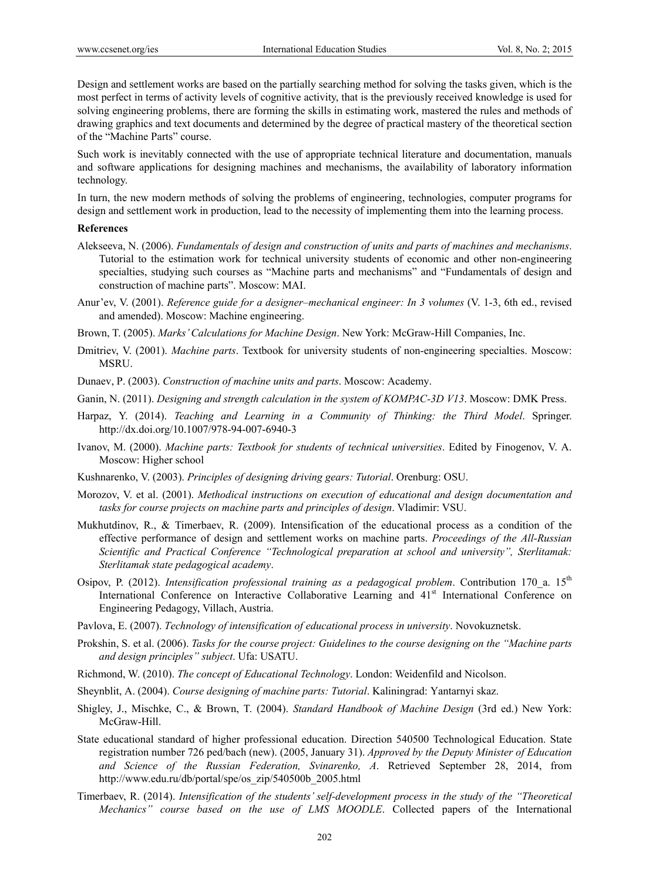Design and settlement works are based on the partially searching method for solving the tasks given, which is the most perfect in terms of activity levels of cognitive activity, that is the previously received knowledge is used for solving engineering problems, there are forming the skills in estimating work, mastered the rules and methods of drawing graphics and text documents and determined by the degree of practical mastery of the theoretical section of the "Machine Parts" course.

Such work is inevitably connected with the use of appropriate technical literature and documentation, manuals and software applications for designing machines and mechanisms, the availability of laboratory information technology.

In turn, the new modern methods of solving the problems of engineering, technologies, computer programs for design and settlement work in production, lead to the necessity of implementing them into the learning process.

**References**

Alekseeva, N. (2006). *Fundamentals of design and construction of units and parts of machines and mechanisms*. Tutorial to the estimation work for technical university students of economic and other non-engineering specialties, studying such courses as "Machine parts and mechanisms" and "Fundamentals of design and construction of machine parts". Moscow: MAI.

Anur'ev, V. (2001). *Reference guide for a designer–mechanical engineer: In 3 volumes* (V. 1-3, 6th ed., revised and amended). Moscow: Machine engineering.

Brown, T. (2005). *Marks' Calculations for Machine Design*. New York: McGraw-Hill Companies, Inc.

Dmitriev, V. (2001). *Machine parts*. Textbook for university students of non-engineering specialties. Moscow: MSRU.

Dunaev, P. (2003). *Construction of machine units and parts*. Moscow: Academy.

Ganin, N. (2011). *Designing and strength calculation in the system of KOMPAC-3D V13*. Moscow: DMK Press.

Harpaz, Y. (2014). *Teaching and Learning in a Community of Thinking: the Third Model*. Springer. http://dx.doi.org/10.1007/978-94-007-6940-3

Ivanov, M. (2000). *Machine parts: Textbook for students of technical universities*. Edited by Finogenov, V. A. Moscow: Higher school

Kushnarenko, V. (2003). *Principles of designing driving gears: Tutorial*. Orenburg: OSU.

Morozov, V. et al. (2001). *Methodical instructions on execution of educational and design documentation and tasks for course projects on machine parts and principles of design*. Vladimir: VSU.

Mukhutdinov, R., & Timerbaev, R. (2009). Intensification of the educational process as a condition of the effective performance of design and settlement works on machine parts. *Proceedings of the All-Russian Scientific and Practical Conference "Technological preparation at school and university", Sterlitamak: Sterlitamak state pedagogical academy*.

Osipov, P. (2012). *Intensification professional training as a pedagogical problem*. Contribution 170_a. 15th International Conference on Interactive Collaborative Learning and 41st International Conference on Engineering Pedagogy, Villach, Austria.

Pavlova, E. (2007). *Technology of intensification of educational process in university*. Novokuznetsk.

Prokshin, S. et al. (2006). *Tasks for the course project: Guidelines to the course designing on the "Machine parts and design principles" subject*. Ufa: USATU.

Richmond, W. (2010). *The concept of Educational Technology*. London: Weidenfild and Nicolson.

Sheynblit, A. (2004). *Course designing of machine parts: Tutorial*. Kaliningrad: Yantarnyi skaz.

Shigley, J., Mischke, C., & Brown, T. (2004). *Standard Handbook of Machine Design* (3rd ed.) New York: McGraw-Hill.

State educational standard of higher professional education. Direction 540500 Technological Education. State registration number 726 ped/bach (new). (2005, January 31). *Approved by the Deputy Minister of Education and Science of the Russian Federation, Svinarenko, A*. Retrieved September 28, 2014, from http://www.edu.ru/db/portal/spe/os_zip/540500b_2005.html

Timerbaev, R. (2014). *Intensification of the students' self-development process in the study of the "Theoretical Mechanics" course based on the use of LMS MOODLE*. Collected papers of the International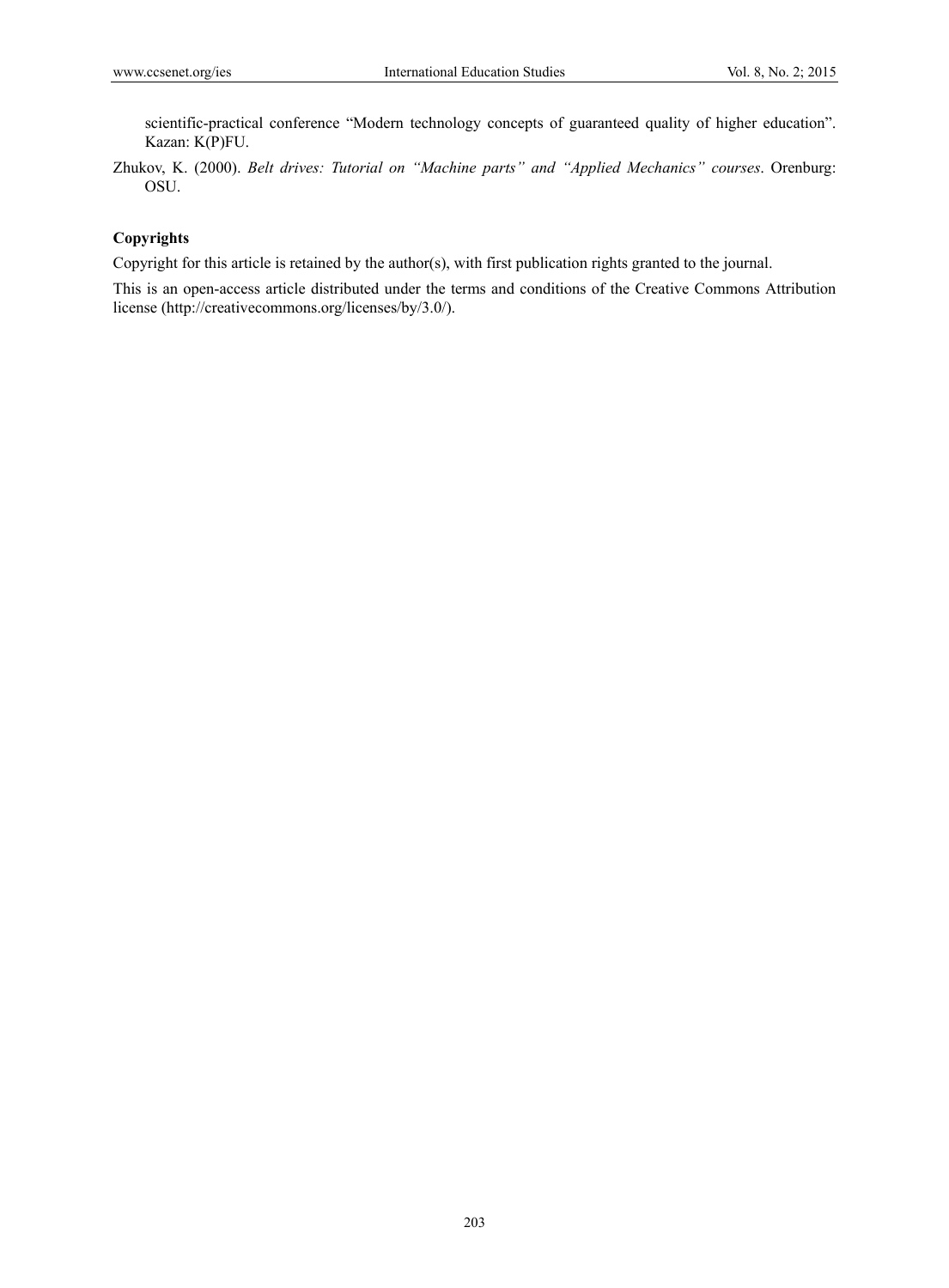scientific-practical conference "Modern technology concepts of guaranteed quality of higher education". Kazan: K(P)FU.

Zhukov, K. (2000). *Belt drives: Tutorial on "Machine parts" and "Applied Mechanics" courses*. Orenburg: OSU.

## Copyrights

Copyright for this article is retained by the author(s), with first publication rights granted to the journal.

This is an open-access article distributed under the terms and conditions of the Creative Commons Attribution license (http://creativecommons.org/licenses/by/3.0/).